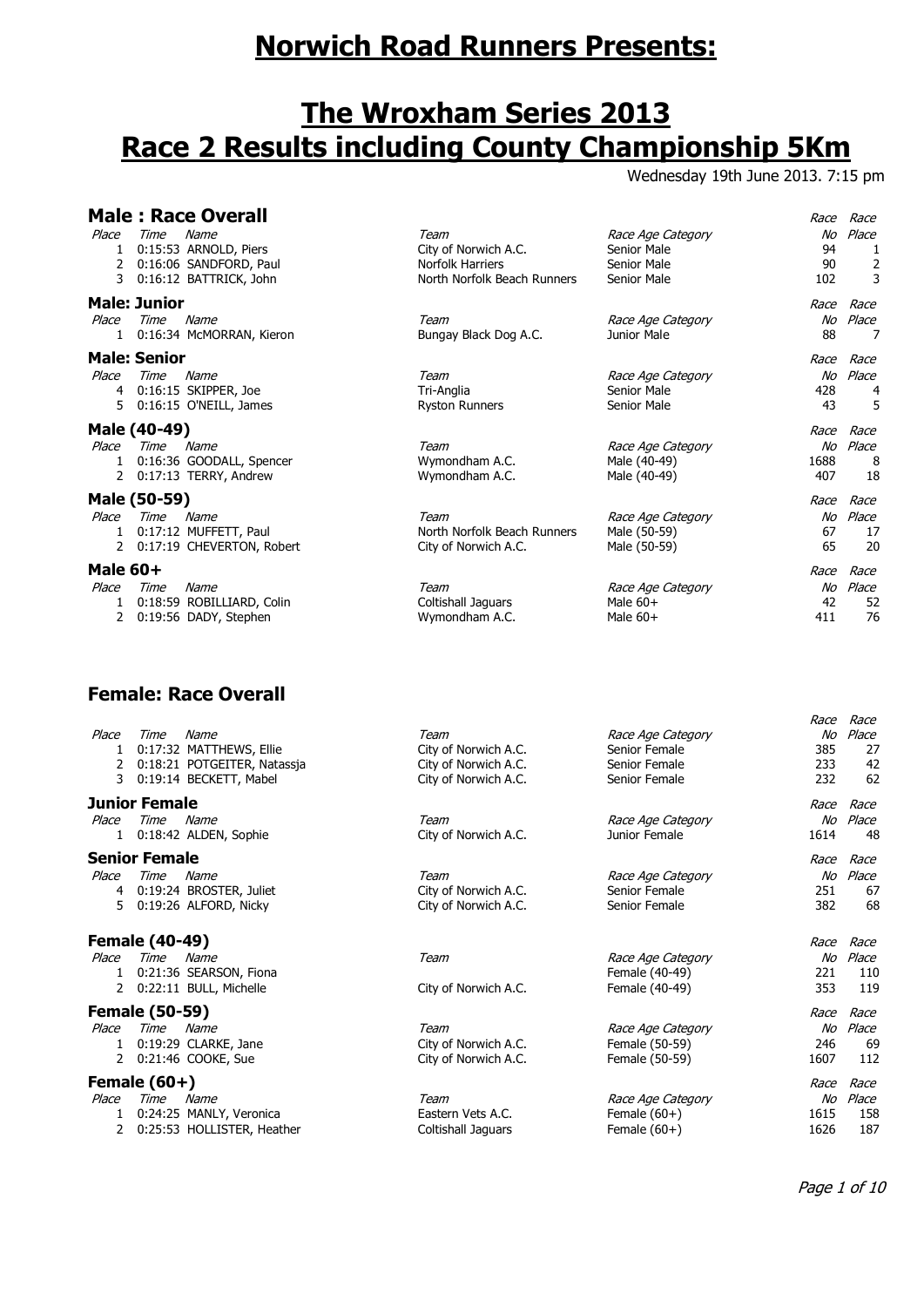# Norwich Road Runners Presents:

# The Wroxham Series 2013
# Race 2 Results including County Championship 5Km

Wednesday 19th June 2013. 7:15 pm

## Male : Race Overall

| Place | Time | Name | Team | Race Age Category | Race No | Race Place |
|---|---|---|---|---|---|---|
| 1 | 0:15:53 | ARNOLD, Piers | City of Norwich A.C. | Senior Male | 94 | 1 |
| 2 | 0:16:06 | SANDFORD, Paul | Norfolk Harriers | Senior Male | 90 | 2 |
| 3 | 0:16:12 | BATTRICK, John | North Norfolk Beach Runners | Senior Male | 102 | 3 |

## Male: Junior

| Place | Time | Name | Team | Race Age Category | Race No | Race Place |
|---|---|---|---|---|---|---|
| 1 | 0:16:34 | McMORRAN, Kieron | Bungay Black Dog A.C. | Junior Male | 88 | 7 |

## Male: Senior

| Place | Time | Name | Team | Race Age Category | Race No | Race Place |
|---|---|---|---|---|---|---|
| 4 | 0:16:15 | SKIPPER, Joe | Tri-Anglia | Senior Male | 428 | 4 |
| 5 | 0:16:15 | O'NEILL, James | Ryston Runners | Senior Male | 43 | 5 |

## Male (40-49)

| Place | Time | Name | Team | Race Age Category | Race No | Race Place |
|---|---|---|---|---|---|---|
| 1 | 0:16:36 | GOODALL, Spencer | Wymondham A.C. | Male (40-49) | 1688 | 8 |
| 2 | 0:17:13 | TERRY, Andrew | Wymondham A.C. | Male (40-49) | 407 | 18 |

## Male (50-59)

| Place | Time | Name | Team | Race Age Category | Race No | Race Place |
|---|---|---|---|---|---|---|
| 1 | 0:17:12 | MUFFETT, Paul | North Norfolk Beach Runners | Male (50-59) | 67 | 17 |
| 2 | 0:17:19 | CHEVERTON, Robert | City of Norwich A.C. | Male (50-59) | 65 | 20 |

## Male 60+

| Place | Time | Name | Team | Race Age Category | Race No | Race Place |
|---|---|---|---|---|---|---|
| 1 | 0:18:59 | ROBILLIARD, Colin | Coltishall Jaguars | Male 60+ | 42 | 52 |
| 2 | 0:19:56 | DADY, Stephen | Wymondham A.C. | Male 60+ | 411 | 76 |

## Female: Race Overall

| Place | Time | Name | Team | Race Age Category | Race No | Race Place |
|---|---|---|---|---|---|---|
| 1 | 0:17:32 | MATTHEWS, Ellie | City of Norwich A.C. | Senior Female | 385 | 27 |
| 2 | 0:18:21 | POTGEITER, Natassja | City of Norwich A.C. | Senior Female | 233 | 42 |
| 3 | 0:19:14 | BECKETT, Mabel | City of Norwich A.C. | Senior Female | 232 | 62 |

## Junior Female

| Place | Time | Name | Team | Race Age Category | Race No | Race Place |
|---|---|---|---|---|---|---|
| 1 | 0:18:42 | ALDEN, Sophie | City of Norwich A.C. | Junior Female | 1614 | 48 |

## Senior Female

| Place | Time | Name | Team | Race Age Category | Race No | Race Place |
|---|---|---|---|---|---|---|
| 4 | 0:19:24 | BROSTER, Juliet | City of Norwich A.C. | Senior Female | 251 | 67 |
| 5 | 0:19:26 | ALFORD, Nicky | City of Norwich A.C. | Senior Female | 382 | 68 |

## Female (40-49)

| Place | Time | Name | Team | Race Age Category | Race No | Race Place |
|---|---|---|---|---|---|---|
| 1 | 0:21:36 | SEARSON, Fiona | | Female (40-49) | 221 | 110 |
| 2 | 0:22:11 | BULL, Michelle | City of Norwich A.C. | Female (40-49) | 353 | 119 |

## Female (50-59)

| Place | Time | Name | Team | Race Age Category | Race No | Race Place |
|---|---|---|---|---|---|---|
| 1 | 0:19:29 | CLARKE, Jane | City of Norwich A.C. | Female (50-59) | 246 | 69 |
| 2 | 0:21:46 | COOKE, Sue | City of Norwich A.C. | Female (50-59) | 1607 | 112 |

## Female (60+)

| Place | Time | Name | Team | Race Age Category | Race No | Race Place |
|---|---|---|---|---|---|---|
| 1 | 0:24:25 | MANLY, Veronica | Eastern Vets A.C. | Female (60+) | 1615 | 158 |
| 2 | 0:25:53 | HOLLISTER, Heather | Coltishall Jaguars | Female (60+) | 1626 | 187 |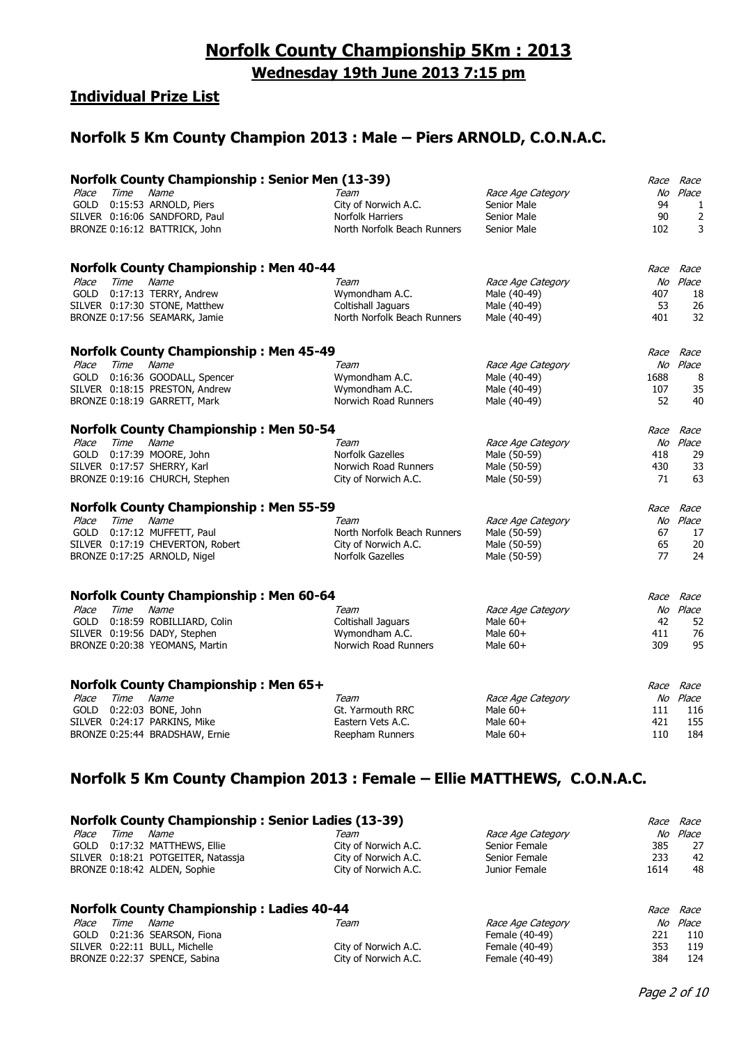# Norfolk County Championship 5Km : 2013

## Wednesday 19th June 2013 7:15 pm

## Individual Prize List

## Norfolk 5 Km County Champion 2013 : Male – Piers ARNOLD, C.O.N.A.C.

### Norfolk County Championship : Senior Men (13-39)

| Place | Time | Name | Team | Race Age Category | Race No | Race Place |
|---|---|---|---|---|---|---|
| GOLD | 0:15:53 | ARNOLD, Piers | City of Norwich A.C. | Senior Male | 94 | 1 |
| SILVER | 0:16:06 | SANDFORD, Paul | Norfolk Harriers | Senior Male | 90 | 2 |
| BRONZE | 0:16:12 | BATTRICK, John | North Norfolk Beach Runners | Senior Male | 102 | 3 |

### Norfolk County Championship : Men 40-44

| Place | Time | Name | Team | Race Age Category | Race No | Race Place |
|---|---|---|---|---|---|---|
| GOLD | 0:17:13 | TERRY, Andrew | Wymondham A.C. | Male (40-49) | 407 | 18 |
| SILVER | 0:17:30 | STONE, Matthew | Coltishall Jaguars | Male (40-49) | 53 | 26 |
| BRONZE | 0:17:56 | SEAMARK, Jamie | North Norfolk Beach Runners | Male (40-49) | 401 | 32 |

### Norfolk County Championship : Men 45-49

| Place | Time | Name | Team | Race Age Category | Race No | Race Place |
|---|---|---|---|---|---|---|
| GOLD | 0:16:36 | GOODALL, Spencer | Wymondham A.C. | Male (40-49) | 1688 | 8 |
| SILVER | 0:18:15 | PRESTON, Andrew | Wymondham A.C. | Male (40-49) | 107 | 35 |
| BRONZE | 0:18:19 | GARRETT, Mark | Norwich Road Runners | Male (40-49) | 52 | 40 |

### Norfolk County Championship : Men 50-54

| Place | Time | Name | Team | Race Age Category | Race No | Race Place |
|---|---|---|---|---|---|---|
| GOLD | 0:17:39 | MOORE, John | Norfolk Gazelles | Male (50-59) | 418 | 29 |
| SILVER | 0:17:57 | SHERRY, Karl | Norwich Road Runners | Male (50-59) | 430 | 33 |
| BRONZE | 0:19:16 | CHURCH, Stephen | City of Norwich A.C. | Male (50-59) | 71 | 63 |

### Norfolk County Championship : Men 55-59

| Place | Time | Name | Team | Race Age Category | Race No | Race Place |
|---|---|---|---|---|---|---|
| GOLD | 0:17:12 | MUFFETT, Paul | North Norfolk Beach Runners | Male (50-59) | 67 | 17 |
| SILVER | 0:17:19 | CHEVERTON, Robert | City of Norwich A.C. | Male (50-59) | 65 | 20 |
| BRONZE | 0:17:25 | ARNOLD, Nigel | Norfolk Gazelles | Male (50-59) | 77 | 24 |

### Norfolk County Championship : Men 60-64

| Place | Time | Name | Team | Race Age Category | Race No | Race Place |
|---|---|---|---|---|---|---|
| GOLD | 0:18:59 | ROBILLIARD, Colin | Coltishall Jaguars | Male 60+ | 42 | 52 |
| SILVER | 0:19:56 | DADY, Stephen | Wymondham A.C. | Male 60+ | 411 | 76 |
| BRONZE | 0:20:38 | YEOMANS, Martin | Norwich Road Runners | Male 60+ | 309 | 95 |

### Norfolk County Championship : Men 65+

| Place | Time | Name | Team | Race Age Category | Race No | Race Place |
|---|---|---|---|---|---|---|
| GOLD | 0:22:03 | BONE, John | Gt. Yarmouth RRC | Male 60+ | 111 | 116 |
| SILVER | 0:24:17 | PARKINS, Mike | Eastern Vets A.C. | Male 60+ | 421 | 155 |
| BRONZE | 0:25:44 | BRADSHAW, Ernie | Reepham Runners | Male 60+ | 110 | 184 |

## Norfolk 5 Km County Champion 2013 : Female – Ellie MATTHEWS, C.O.N.A.C.

### Norfolk County Championship : Senior Ladies (13-39)

| Place | Time | Name | Team | Race Age Category | Race No | Race Place |
|---|---|---|---|---|---|---|
| GOLD | 0:17:32 | MATTHEWS, Ellie | City of Norwich A.C. | Senior Female | 385 | 27 |
| SILVER | 0:18:21 | POTGEITER, Natassja | City of Norwich A.C. | Senior Female | 233 | 42 |
| BRONZE | 0:18:42 | ALDEN, Sophie | City of Norwich A.C. | Junior Female | 1614 | 48 |

### Norfolk County Championship : Ladies 40-44

| Place | Time | Name | Team | Race Age Category | Race No | Race Place |
|---|---|---|---|---|---|---|
| GOLD | 0:21:36 | SEARSON, Fiona | | Female (40-49) | 221 | 110 |
| SILVER | 0:22:11 | BULL, Michelle | City of Norwich A.C. | Female (40-49) | 353 | 119 |
| BRONZE | 0:22:37 | SPENCE, Sabina | City of Norwich A.C. | Female (40-49) | 384 | 124 |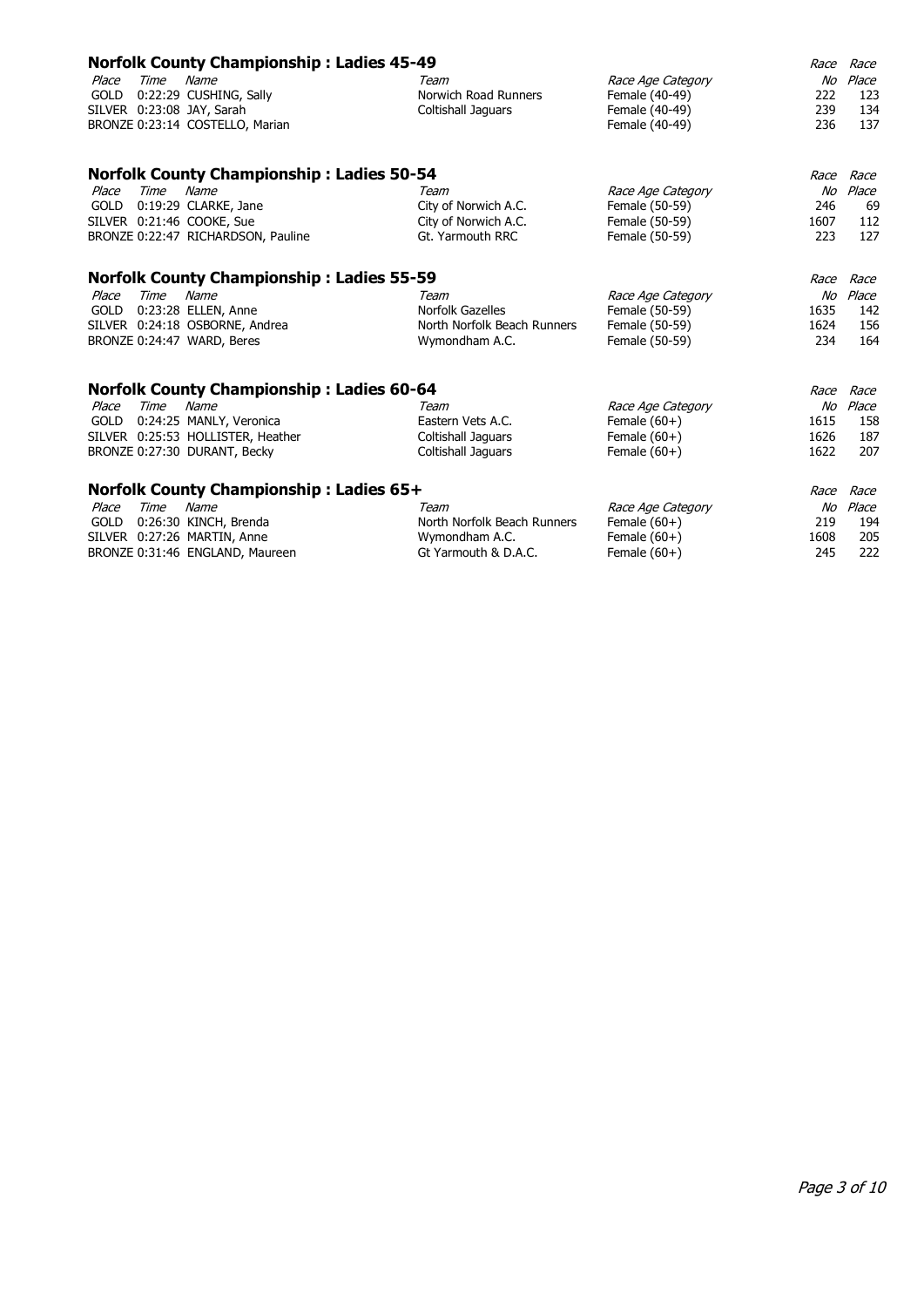## Norfolk County Championship : Ladies 45-49

| Place | Time | Name | Team | Race Age Category | Race No | Race Place |
|---|---|---|---|---|---|---|
| GOLD | 0:22:29 | CUSHING, Sally | Norwich Road Runners | Female (40-49) | 222 | 123 |
| SILVER | 0:23:08 | JAY, Sarah | Coltishall Jaguars | Female (40-49) | 239 | 134 |
| BRONZE | 0:23:14 | COSTELLO, Marian | | Female (40-49) | 236 | 137 |

## Norfolk County Championship : Ladies 50-54

| Place | Time | Name | Team | Race Age Category | Race No | Race Place |
|---|---|---|---|---|---|---|
| GOLD | 0:19:29 | CLARKE, Jane | City of Norwich A.C. | Female (50-59) | 246 | 69 |
| SILVER | 0:21:46 | COOKE, Sue | City of Norwich A.C. | Female (50-59) | 1607 | 112 |
| BRONZE | 0:22:47 | RICHARDSON, Pauline | Gt. Yarmouth RRC | Female (50-59) | 223 | 127 |

## Norfolk County Championship : Ladies 55-59

| Place | Time | Name | Team | Race Age Category | Race No | Race Place |
|---|---|---|---|---|---|---|
| GOLD | 0:23:28 | ELLEN, Anne | Norfolk Gazelles | Female (50-59) | 1635 | 142 |
| SILVER | 0:24:18 | OSBORNE, Andrea | North Norfolk Beach Runners | Female (50-59) | 1624 | 156 |
| BRONZE | 0:24:47 | WARD, Beres | Wymondham A.C. | Female (50-59) | 234 | 164 |

## Norfolk County Championship : Ladies 60-64

| Place | Time | Name | Team | Race Age Category | Race No | Race Place |
|---|---|---|---|---|---|---|
| GOLD | 0:24:25 | MANLY, Veronica | Eastern Vets A.C. | Female (60+) | 1615 | 158 |
| SILVER | 0:25:53 | HOLLISTER, Heather | Coltishall Jaguars | Female (60+) | 1626 | 187 |
| BRONZE | 0:27:30 | DURANT, Becky | Coltishall Jaguars | Female (60+) | 1622 | 207 |

## Norfolk County Championship : Ladies 65+

| Place | Time | Name | Team | Race Age Category | Race No | Race Place |
|---|---|---|---|---|---|---|
| GOLD | 0:26:30 | KINCH, Brenda | North Norfolk Beach Runners | Female (60+) | 219 | 194 |
| SILVER | 0:27:26 | MARTIN, Anne | Wymondham A.C. | Female (60+) | 1608 | 205 |
| BRONZE | 0:31:46 | ENGLAND, Maureen | Gt Yarmouth & D.A.C. | Female (60+) | 245 | 222 |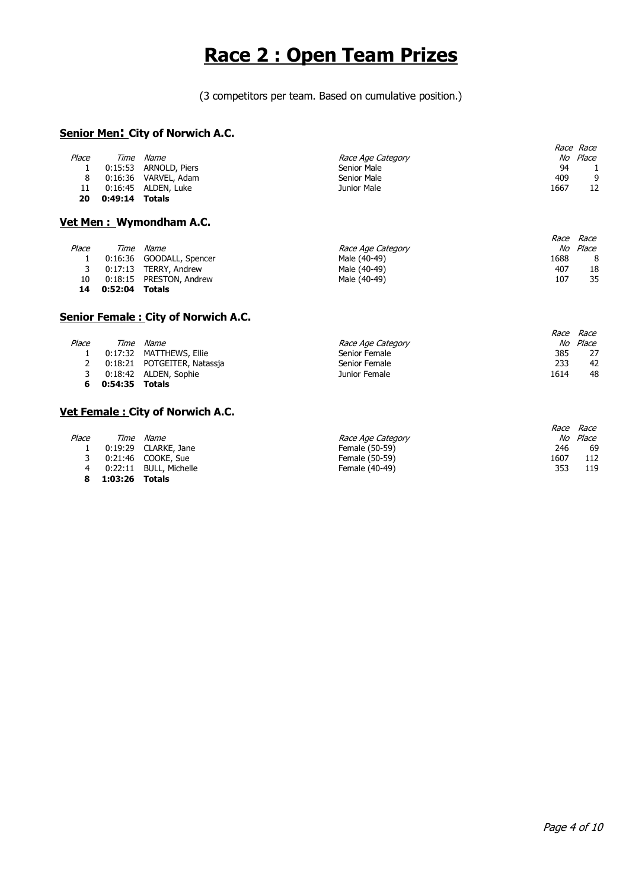# Race 2 : Open Team Prizes

(3 competitors per team. Based on cumulative position.)

## Senior Men: City of Norwich A.C.

| Place | Time | Name | Race Age Category | Race No | Race Place |
|---|---|---|---|---|---|
| 1 | 0:15:53 | ARNOLD, Piers | Senior Male | 94 | 1 |
| 8 | 0:16:36 | VARVEL, Adam | Senior Male | 409 | 9 |
| 11 | 0:16:45 | ALDEN, Luke | Junior Male | 1667 | 12 |
| **20** | **0:49:14** | **Totals** | | | |

## Vet Men : Wymondham A.C.

| Place | Time | Name | Race Age Category | Race No | Race Place |
|---|---|---|---|---|---|
| 1 | 0:16:36 | GOODALL, Spencer | Male (40-49) | 1688 | 8 |
| 3 | 0:17:13 | TERRY, Andrew | Male (40-49) | 407 | 18 |
| 10 | 0:18:15 | PRESTON, Andrew | Male (40-49) | 107 | 35 |
| **14** | **0:52:04** | **Totals** | | | |

## Senior Female : City of Norwich A.C.

| Place | Time | Name | Race Age Category | Race No | Race Place |
|---|---|---|---|---|---|
| 1 | 0:17:32 | MATTHEWS, Ellie | Senior Female | 385 | 27 |
| 2 | 0:18:21 | POTGEITER, Natassja | Senior Female | 233 | 42 |
| 3 | 0:18:42 | ALDEN, Sophie | Junior Female | 1614 | 48 |
| **6** | **0:54:35** | **Totals** | | | |

## Vet Female : City of Norwich A.C.

| Place | Time | Name | Race Age Category | Race No | Race Place |
|---|---|---|---|---|---|
| 1 | 0:19:29 | CLARKE, Jane | Female (50-59) | 246 | 69 |
| 3 | 0:21:46 | COOKE, Sue | Female (50-59) | 1607 | 112 |
| 4 | 0:22:11 | BULL, Michelle | Female (40-49) | 353 | 119 |
| **8** | **1:03:26** | **Totals** | | | |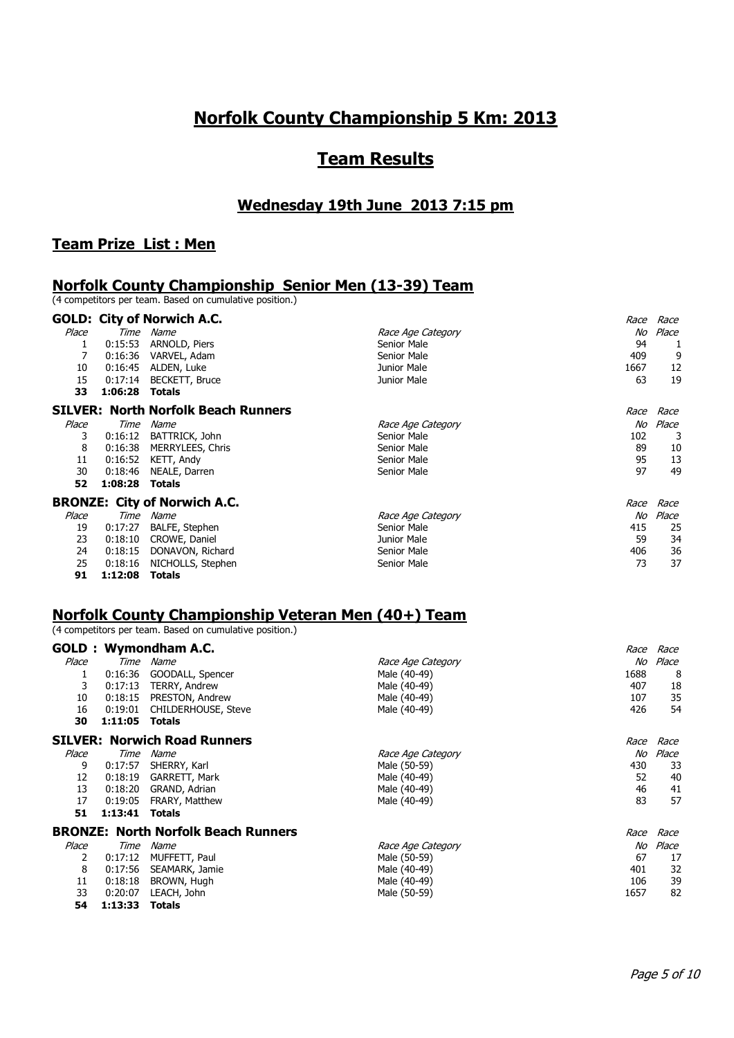# Norfolk County Championship 5 Km: 2013

## Team Results

### Wednesday 19th June 2013 7:15 pm

### Team Prize List : Men

### Norfolk County Championship Senior Men (13-39) Team

(4 competitors per team. Based on cumulative position.)

**GOLD: City of Norwich A.C.**

| Place | Time | Name | Race Age Category | Race No | Race Place |
|---|---|---|---|---|---|
| 1 | 0:15:53 | ARNOLD, Piers | Senior Male | 94 | 1 |
| 7 | 0:16:36 | VARVEL, Adam | Senior Male | 409 | 9 |
| 10 | 0:16:45 | ALDEN, Luke | Junior Male | 1667 | 12 |
| 15 | 0:17:14 | BECKETT, Bruce | Junior Male | 63 | 19 |
| **33** | **1:06:28** | **Totals** | | | |

**SILVER: North Norfolk Beach Runners**

| Place | Time | Name | Race Age Category | Race No | Race Place |
|---|---|---|---|---|---|
| 3 | 0:16:12 | BATTRICK, John | Senior Male | 102 | 3 |
| 8 | 0:16:38 | MERRYLEES, Chris | Senior Male | 89 | 10 |
| 11 | 0:16:52 | KETT, Andy | Senior Male | 95 | 13 |
| 30 | 0:18:46 | NEALE, Darren | Senior Male | 97 | 49 |
| **52** | **1:08:28** | **Totals** | | | |

**BRONZE: City of Norwich A.C.**

| Place | Time | Name | Race Age Category | Race No | Race Place |
|---|---|---|---|---|---|
| 19 | 0:17:27 | BALFE, Stephen | Senior Male | 415 | 25 |
| 23 | 0:18:10 | CROWE, Daniel | Junior Male | 59 | 34 |
| 24 | 0:18:15 | DONAVON, Richard | Senior Male | 406 | 36 |
| 25 | 0:18:16 | NICHOLLS, Stephen | Senior Male | 73 | 37 |
| **91** | **1:12:08** | **Totals** | | | |

### Norfolk County Championship Veteran Men (40+) Team

(4 competitors per team. Based on cumulative position.)

**GOLD : Wymondham A.C.**

| Place | Time | Name | Race Age Category | Race No | Race Place |
|---|---|---|---|---|---|
| 1 | 0:16:36 | GOODALL, Spencer | Male (40-49) | 1688 | 8 |
| 3 | 0:17:13 | TERRY, Andrew | Male (40-49) | 407 | 18 |
| 10 | 0:18:15 | PRESTON, Andrew | Male (40-49) | 107 | 35 |
| 16 | 0:19:01 | CHILDERHOUSE, Steve | Male (40-49) | 426 | 54 |
| **30** | **1:11:05** | **Totals** | | | |

**SILVER: Norwich Road Runners**

| Place | Time | Name | Race Age Category | Race No | Race Place |
|---|---|---|---|---|---|
| 9 | 0:17:57 | SHERRY, Karl | Male (50-59) | 430 | 33 |
| 12 | 0:18:19 | GARRETT, Mark | Male (40-49) | 52 | 40 |
| 13 | 0:18:20 | GRAND, Adrian | Male (40-49) | 46 | 41 |
| 17 | 0:19:05 | FRARY, Matthew | Male (40-49) | 83 | 57 |
| **51** | **1:13:41** | **Totals** | | | |

**BRONZE: North Norfolk Beach Runners**

| Place | Time | Name | Race Age Category | Race No | Race Place |
|---|---|---|---|---|---|
| 2 | 0:17:12 | MUFFETT, Paul | Male (50-59) | 67 | 17 |
| 8 | 0:17:56 | SEAMARK, Jamie | Male (40-49) | 401 | 32 |
| 11 | 0:18:18 | BROWN, Hugh | Male (40-49) | 106 | 39 |
| 33 | 0:20:07 | LEACH, John | Male (50-59) | 1657 | 82 |
| **54** | **1:13:33** | **Totals** | | | |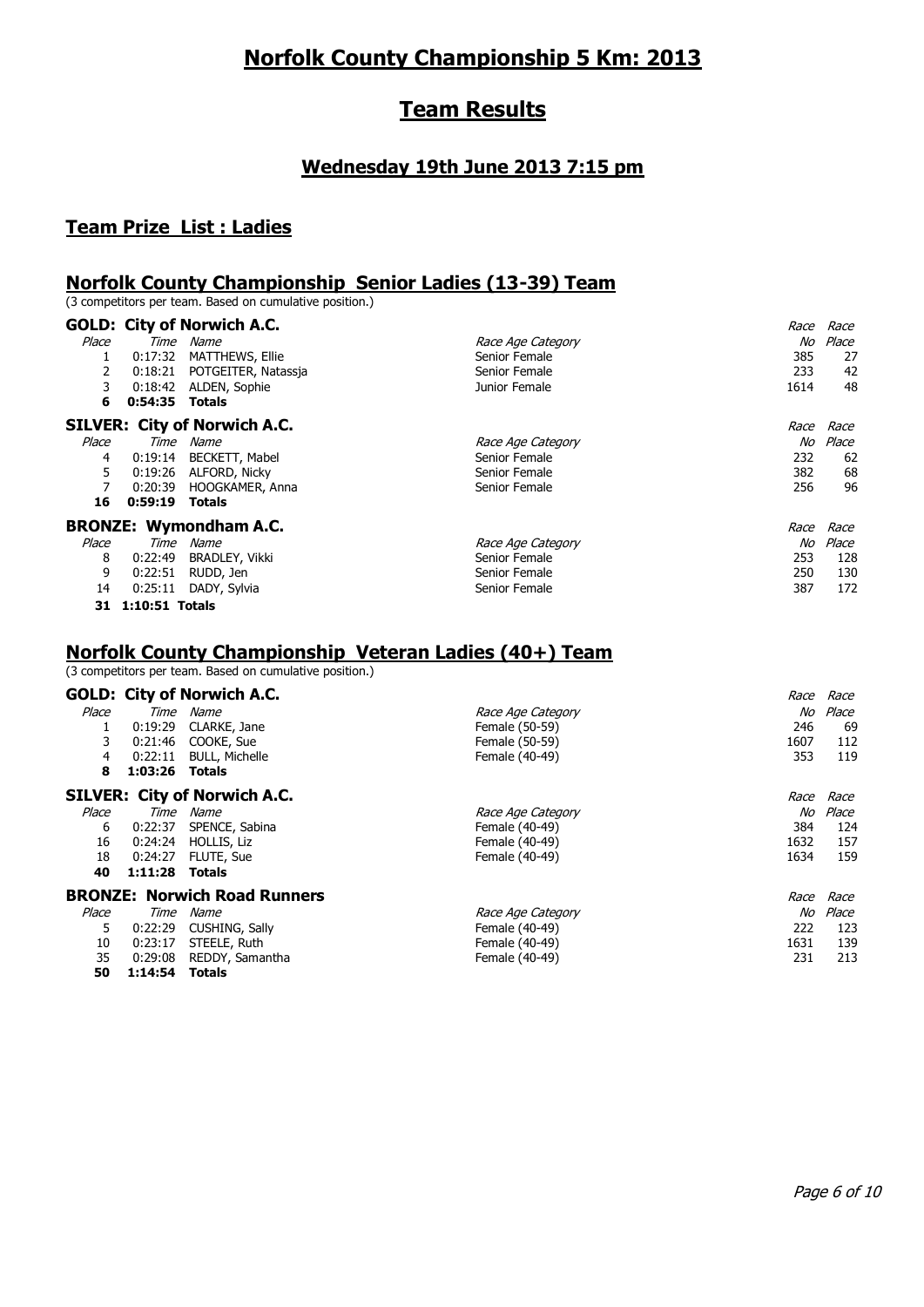# Norfolk County Championship 5 Km: 2013

## Team Results

### Wednesday 19th June 2013 7:15 pm

### Team Prize List : Ladies

## Norfolk County Championship Senior Ladies (13-39) Team

(3 competitors per team. Based on cumulative position.)

### GOLD: City of Norwich A.C.

| Place | Time | Name | Race Age Category | Race No | Race Place |
|---|---|---|---|---|---|
| 1 | 0:17:32 | MATTHEWS, Ellie | Senior Female | 385 | 27 |
| 2 | 0:18:21 | POTGEITER, Natassja | Senior Female | 233 | 42 |
| 3 | 0:18:42 | ALDEN, Sophie | Junior Female | 1614 | 48 |
| **6** | **0:54:35** | **Totals** | | | |

### SILVER: City of Norwich A.C.

| Place | Time | Name | Race Age Category | Race No | Race Place |
|---|---|---|---|---|---|
| 4 | 0:19:14 | BECKETT, Mabel | Senior Female | 232 | 62 |
| 5 | 0:19:26 | ALFORD, Nicky | Senior Female | 382 | 68 |
| 7 | 0:20:39 | HOOGKAMER, Anna | Senior Female | 256 | 96 |
| **16** | **0:59:19** | **Totals** | | | |

### BRONZE: Wymondham A.C.

| Place | Time | Name | Race Age Category | Race No | Race Place |
|---|---|---|---|---|---|
| 8 | 0:22:49 | BRADLEY, Vikki | Senior Female | 253 | 128 |
| 9 | 0:22:51 | RUDD, Jen | Senior Female | 250 | 130 |
| 14 | 0:25:11 | DADY, Sylvia | Senior Female | 387 | 172 |
| **31** | **1:10:51** | **Totals** | | | |

## Norfolk County Championship Veteran Ladies (40+) Team

(3 competitors per team. Based on cumulative position.)

### GOLD: City of Norwich A.C.

| Place | Time | Name | Race Age Category | Race No | Race Place |
|---|---|---|---|---|---|
| 1 | 0:19:29 | CLARKE, Jane | Female (50-59) | 246 | 69 |
| 3 | 0:21:46 | COOKE, Sue | Female (50-59) | 1607 | 112 |
| 4 | 0:22:11 | BULL, Michelle | Female (40-49) | 353 | 119 |
| **8** | **1:03:26** | **Totals** | | | |

### SILVER: City of Norwich A.C.

| Place | Time | Name | Race Age Category | Race No | Race Place |
|---|---|---|---|---|---|
| 6 | 0:22:37 | SPENCE, Sabina | Female (40-49) | 384 | 124 |
| 16 | 0:24:24 | HOLLIS, Liz | Female (40-49) | 1632 | 157 |
| 18 | 0:24:27 | FLUTE, Sue | Female (40-49) | 1634 | 159 |
| **40** | **1:11:28** | **Totals** | | | |

### BRONZE: Norwich Road Runners

| Place | Time | Name | Race Age Category | Race No | Race Place |
|---|---|---|---|---|---|
| 5 | 0:22:29 | CUSHING, Sally | Female (40-49) | 222 | 123 |
| 10 | 0:23:17 | STEELE, Ruth | Female (40-49) | 1631 | 139 |
| 35 | 0:29:08 | REDDY, Samantha | Female (40-49) | 231 | 213 |
| **50** | **1:14:54** | **Totals** | | | |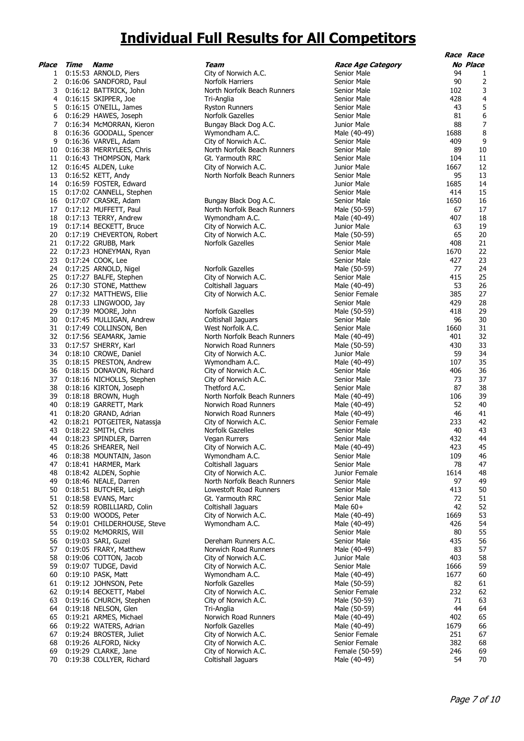# Individual Full Results for All Competitors

| Place | Time | Name | Team | Race Age Category | Race No | Race Place |
|---|---|---|---|---|---|---|
| 1 | 0:15:53 | ARNOLD, Piers | City of Norwich A.C. | Senior Male | 94 | 1 |
| 2 | 0:16:06 | SANDFORD, Paul | Norfolk Harriers | Senior Male | 90 | 2 |
| 3 | 0:16:12 | BATTRICK, John | North Norfolk Beach Runners | Senior Male | 102 | 3 |
| 4 | 0:16:15 | SKIPPER, Joe | Tri-Anglia | Senior Male | 428 | 4 |
| 5 | 0:16:15 | O'NEILL, James | Ryston Runners | Senior Male | 43 | 5 |
| 6 | 0:16:29 | HAWES, Joseph | Norfolk Gazelles | Senior Male | 81 | 6 |
| 7 | 0:16:34 | McMORRAN, Kieron | Bungay Black Dog A.C. | Junior Male | 88 | 7 |
| 8 | 0:16:36 | GOODALL, Spencer | Wymondham A.C. | Male (40-49) | 1688 | 8 |
| 9 | 0:16:36 | VARVEL, Adam | City of Norwich A.C. | Senior Male | 409 | 9 |
| 10 | 0:16:38 | MERRYLEES, Chris | North Norfolk Beach Runners | Senior Male | 89 | 10 |
| 11 | 0:16:43 | THOMPSON, Mark | Gt. Yarmouth RRC | Senior Male | 104 | 11 |
| 12 | 0:16:45 | ALDEN, Luke | City of Norwich A.C. | Junior Male | 1667 | 12 |
| 13 | 0:16:52 | KETT, Andy | North Norfolk Beach Runners | Senior Male | 95 | 13 |
| 14 | 0:16:59 | FOSTER, Edward | | Junior Male | 1685 | 14 |
| 15 | 0:17:02 | CANNELL, Stephen | | Senior Male | 414 | 15 |
| 16 | 0:17:07 | CRASKE, Adam | Bungay Black Dog A.C. | Senior Male | 1650 | 16 |
| 17 | 0:17:12 | MUFFETT, Paul | North Norfolk Beach Runners | Male (50-59) | 67 | 17 |
| 18 | 0:17:13 | TERRY, Andrew | Wymondham A.C. | Male (40-49) | 407 | 18 |
| 19 | 0:17:14 | BECKETT, Bruce | City of Norwich A.C. | Junior Male | 63 | 19 |
| 20 | 0:17:19 | CHEVERTON, Robert | City of Norwich A.C. | Male (50-59) | 65 | 20 |
| 21 | 0:17:22 | GRUBB, Mark | Norfolk Gazelles | Senior Male | 408 | 21 |
| 22 | 0:17:23 | HONEYMAN, Ryan | | Senior Male | 1670 | 22 |
| 23 | 0:17:24 | COOK, Lee | | Senior Male | 427 | 23 |
| 24 | 0:17:25 | ARNOLD, Nigel | Norfolk Gazelles | Male (50-59) | 77 | 24 |
| 25 | 0:17:27 | BALFE, Stephen | City of Norwich A.C. | Senior Male | 415 | 25 |
| 26 | 0:17:30 | STONE, Matthew | Coltishall Jaguars | Male (40-49) | 53 | 26 |
| 27 | 0:17:32 | MATTHEWS, Ellie | City of Norwich A.C. | Senior Female | 385 | 27 |
| 28 | 0:17:33 | LINGWOOD, Jay | | Senior Male | 429 | 28 |
| 29 | 0:17:39 | MOORE, John | Norfolk Gazelles | Male (50-59) | 418 | 29 |
| 30 | 0:17:45 | MULLIGAN, Andrew | Coltishall Jaguars | Senior Male | 96 | 30 |
| 31 | 0:17:49 | COLLINSON, Ben | West Norfolk A.C. | Senior Male | 1660 | 31 |
| 32 | 0:17:56 | SEAMARK, Jamie | North Norfolk Beach Runners | Male (40-49) | 401 | 32 |
| 33 | 0:17:57 | SHERRY, Karl | Norwich Road Runners | Male (50-59) | 430 | 33 |
| 34 | 0:18:10 | CROWE, Daniel | City of Norwich A.C. | Junior Male | 59 | 34 |
| 35 | 0:18:15 | PRESTON, Andrew | Wymondham A.C. | Male (40-49) | 107 | 35 |
| 36 | 0:18:15 | DONAVON, Richard | City of Norwich A.C. | Senior Male | 406 | 36 |
| 37 | 0:18:16 | NICHOLLS, Stephen | City of Norwich A.C. | Senior Male | 73 | 37 |
| 38 | 0:18:16 | KIRTON, Joseph | Thetford A.C. | Senior Male | 87 | 38 |
| 39 | 0:18:18 | BROWN, Hugh | North Norfolk Beach Runners | Male (40-49) | 106 | 39 |
| 40 | 0:18:19 | GARRETT, Mark | Norwich Road Runners | Male (40-49) | 52 | 40 |
| 41 | 0:18:20 | GRAND, Adrian | Norwich Road Runners | Male (40-49) | 46 | 41 |
| 42 | 0:18:21 | POTGEITER, Natassja | City of Norwich A.C. | Senior Female | 233 | 42 |
| 43 | 0:18:22 | SMITH, Chris | Norfolk Gazelles | Senior Male | 40 | 43 |
| 44 | 0:18:23 | SPINDLER, Darren | Vegan Rurrers | Senior Male | 432 | 44 |
| 45 | 0:18:26 | SHEARER, Neil | City of Norwich A.C. | Male (40-49) | 423 | 45 |
| 46 | 0:18:38 | MOUNTAIN, Jason | Wymondham A.C. | Senior Male | 109 | 46 |
| 47 | 0:18:41 | HARMER, Mark | Coltishall Jaguars | Senior Male | 78 | 47 |
| 48 | 0:18:42 | ALDEN, Sophie | City of Norwich A.C. | Junior Female | 1614 | 48 |
| 49 | 0:18:46 | NEALE, Darren | North Norfolk Beach Runners | Senior Male | 97 | 49 |
| 50 | 0:18:51 | BUTCHER, Leigh | Lowestoft Road Runners | Senior Male | 413 | 50 |
| 51 | 0:18:58 | EVANS, Marc | Gt. Yarmouth RRC | Senior Male | 72 | 51 |
| 52 | 0:18:59 | ROBILLIARD, Colin | Coltishall Jaguars | Male 60+ | 42 | 52 |
| 53 | 0:19:00 | WOODS, Peter | City of Norwich A.C. | Male (40-49) | 1669 | 53 |
| 54 | 0:19:01 | CHILDERHOUSE, Steve | Wymondham A.C. | Male (40-49) | 426 | 54 |
| 55 | 0:19:02 | McMORRIS, Will | | Senior Male | 80 | 55 |
| 56 | 0:19:03 | SARI, Guzel | Dereham Runners A.C. | Senior Male | 435 | 56 |
| 57 | 0:19:05 | FRARY, Matthew | Norwich Road Runners | Male (40-49) | 83 | 57 |
| 58 | 0:19:06 | COTTON, Jacob | City of Norwich A.C. | Junior Male | 403 | 58 |
| 59 | 0:19:07 | TUDGE, David | City of Norwich A.C. | Senior Male | 1666 | 59 |
| 60 | 0:19:10 | PASK, Matt | Wymondham A.C. | Male (40-49) | 1677 | 60 |
| 61 | 0:19:12 | JOHNSON, Pete | Norfolk Gazelles | Male (50-59) | 82 | 61 |
| 62 | 0:19:14 | BECKETT, Mabel | City of Norwich A.C. | Senior Female | 232 | 62 |
| 63 | 0:19:16 | CHURCH, Stephen | City of Norwich A.C. | Male (50-59) | 71 | 63 |
| 64 | 0:19:18 | NELSON, Glen | Tri-Anglia | Male (50-59) | 44 | 64 |
| 65 | 0:19:21 | ARMES, Michael | Norwich Road Runners | Male (40-49) | 402 | 65 |
| 66 | 0:19:22 | WATERS, Adrian | Norfolk Gazelles | Male (40-49) | 1679 | 66 |
| 67 | 0:19:24 | BROSTER, Juliet | City of Norwich A.C. | Senior Female | 251 | 67 |
| 68 | 0:19:26 | ALFORD, Nicky | City of Norwich A.C. | Senior Female | 382 | 68 |
| 69 | 0:19:29 | CLARKE, Jane | City of Norwich A.C. | Female (50-59) | 246 | 69 |
| 70 | 0:19:38 | COLLYER, Richard | Coltishall Jaguars | Male (40-49) | 54 | 70 |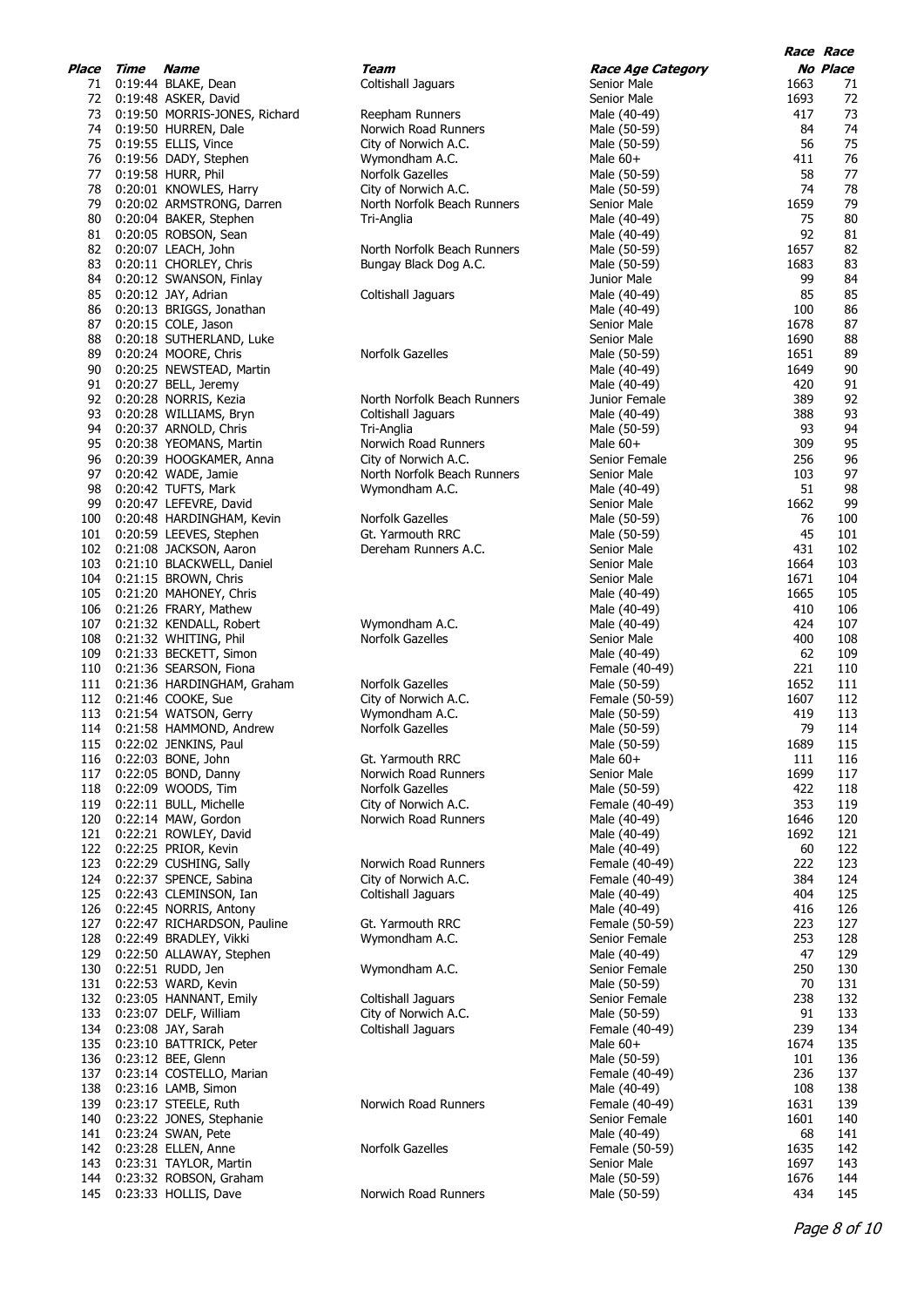| Place | Time | Name | Team | Race Age Category | Race No | Race Place |
|---|---|---|---|---|---|---|
| 71 | 0:19:44 | BLAKE, Dean | Coltishall Jaguars | Senior Male | 1663 | 71 |
| 72 | 0:19:48 | ASKER, David | | Senior Male | 1693 | 72 |
| 73 | 0:19:50 | MORRIS-JONES, Richard | Reepham Runners | Male (40-49) | 417 | 73 |
| 74 | 0:19:50 | HURREN, Dale | Norwich Road Runners | Male (50-59) | 84 | 74 |
| 75 | 0:19:55 | ELLIS, Vince | City of Norwich A.C. | Male (50-59) | 56 | 75 |
| 76 | 0:19:56 | DADY, Stephen | Wymondham A.C. | Male 60+ | 411 | 76 |
| 77 | 0:19:58 | HURR, Phil | Norfolk Gazelles | Male (50-59) | 58 | 77 |
| 78 | 0:20:01 | KNOWLES, Harry | City of Norwich A.C. | Male (50-59) | 74 | 78 |
| 79 | 0:20:02 | ARMSTRONG, Darren | North Norfolk Beach Runners | Senior Male | 1659 | 79 |
| 80 | 0:20:04 | BAKER, Stephen | Tri-Anglia | Male (40-49) | 75 | 80 |
| 81 | 0:20:05 | ROBSON, Sean | | Male (40-49) | 92 | 81 |
| 82 | 0:20:07 | LEACH, John | North Norfolk Beach Runners | Male (50-59) | 1657 | 82 |
| 83 | 0:20:11 | CHORLEY, Chris | Bungay Black Dog A.C. | Male (50-59) | 1683 | 83 |
| 84 | 0:20:12 | SWANSON, Finlay | | Junior Male | 99 | 84 |
| 85 | 0:20:12 | JAY, Adrian | Coltishall Jaguars | Male (40-49) | 85 | 85 |
| 86 | 0:20:13 | BRIGGS, Jonathan | | Male (40-49) | 100 | 86 |
| 87 | 0:20:15 | COLE, Jason | | Senior Male | 1678 | 87 |
| 88 | 0:20:18 | SUTHERLAND, Luke | | Senior Male | 1690 | 88 |
| 89 | 0:20:24 | MOORE, Chris | Norfolk Gazelles | Male (50-59) | 1651 | 89 |
| 90 | 0:20:25 | NEWSTEAD, Martin | | Male (40-49) | 1649 | 90 |
| 91 | 0:20:27 | BELL, Jeremy | | Male (40-49) | 420 | 91 |
| 92 | 0:20:28 | NORRIS, Kezia | North Norfolk Beach Runners | Junior Female | 389 | 92 |
| 93 | 0:20:28 | WILLIAMS, Bryn | Coltishall Jaguars | Male (40-49) | 388 | 93 |
| 94 | 0:20:37 | ARNOLD, Chris | Tri-Anglia | Male (50-59) | 93 | 94 |
| 95 | 0:20:38 | YEOMANS, Martin | Norwich Road Runners | Male 60+ | 309 | 95 |
| 96 | 0:20:39 | HOOGKAMER, Anna | City of Norwich A.C. | Senior Female | 256 | 96 |
| 97 | 0:20:42 | WADE, Jamie | North Norfolk Beach Runners | Senior Male | 103 | 97 |
| 98 | 0:20:42 | TUFTS, Mark | Wymondham A.C. | Male (40-49) | 51 | 98 |
| 99 | 0:20:47 | LEFEVRE, David | | Senior Male | 1662 | 99 |
| 100 | 0:20:48 | HARDINGHAM, Kevin | Norfolk Gazelles | Male (50-59) | 76 | 100 |
| 101 | 0:20:59 | LEEVES, Stephen | Gt. Yarmouth RRC | Male (50-59) | 45 | 101 |
| 102 | 0:21:08 | JACKSON, Aaron | Dereham Runners A.C. | Senior Male | 431 | 102 |
| 103 | 0:21:10 | BLACKWELL, Daniel | | Senior Male | 1664 | 103 |
| 104 | 0:21:15 | BROWN, Chris | | Senior Male | 1671 | 104 |
| 105 | 0:21:20 | MAHONEY, Chris | | Male (40-49) | 1665 | 105 |
| 106 | 0:21:26 | FRARY, Mathew | | Male (40-49) | 410 | 106 |
| 107 | 0:21:32 | KENDALL, Robert | Wymondham A.C. | Male (40-49) | 424 | 107 |
| 108 | 0:21:32 | WHITING, Phil | Norfolk Gazelles | Senior Male | 400 | 108 |
| 109 | 0:21:33 | BECKETT, Simon | | Male (40-49) | 62 | 109 |
| 110 | 0:21:36 | SEARSON, Fiona | | Female (40-49) | 221 | 110 |
| 111 | 0:21:36 | HARDINGHAM, Graham | Norfolk Gazelles | Male (50-59) | 1652 | 111 |
| 112 | 0:21:46 | COOKE, Sue | City of Norwich A.C. | Female (50-59) | 1607 | 112 |
| 113 | 0:21:54 | WATSON, Gerry | Wymondham A.C. | Male (50-59) | 419 | 113 |
| 114 | 0:21:58 | HAMMOND, Andrew | Norfolk Gazelles | Male (50-59) | 79 | 114 |
| 115 | 0:22:02 | JENKINS, Paul | | Male (50-59) | 1689 | 115 |
| 116 | 0:22:03 | BONE, John | Gt. Yarmouth RRC | Male 60+ | 111 | 116 |
| 117 | 0:22:05 | BOND, Danny | Norwich Road Runners | Senior Male | 1699 | 117 |
| 118 | 0:22:09 | WOODS, Tim | Norfolk Gazelles | Male (50-59) | 422 | 118 |
| 119 | 0:22:11 | BULL, Michelle | City of Norwich A.C. | Female (40-49) | 353 | 119 |
| 120 | 0:22:14 | MAW, Gordon | Norwich Road Runners | Male (40-49) | 1646 | 120 |
| 121 | 0:22:21 | ROWLEY, David | | Male (40-49) | 1692 | 121 |
| 122 | 0:22:25 | PRIOR, Kevin | | Male (40-49) | 60 | 122 |
| 123 | 0:22:29 | CUSHING, Sally | Norwich Road Runners | Female (40-49) | 222 | 123 |
| 124 | 0:22:37 | SPENCE, Sabina | City of Norwich A.C. | Female (40-49) | 384 | 124 |
| 125 | 0:22:43 | CLEMINSON, Ian | Coltishall Jaguars | Male (40-49) | 404 | 125 |
| 126 | 0:22:45 | NORRIS, Antony | | Male (40-49) | 416 | 126 |
| 127 | 0:22:47 | RICHARDSON, Pauline | Gt. Yarmouth RRC | Female (50-59) | 223 | 127 |
| 128 | 0:22:49 | BRADLEY, Vikki | Wymondham A.C. | Senior Female | 253 | 128 |
| 129 | 0:22:50 | ALLAWAY, Stephen | | Male (40-49) | 47 | 129 |
| 130 | 0:22:51 | RUDD, Jen | Wymondham A.C. | Senior Female | 250 | 130 |
| 131 | 0:22:53 | WARD, Kevin | | Male (50-59) | 70 | 131 |
| 132 | 0:23:05 | HANNANT, Emily | Coltishall Jaguars | Senior Female | 238 | 132 |
| 133 | 0:23:07 | DELF, William | City of Norwich A.C. | Male (50-59) | 91 | 133 |
| 134 | 0:23:08 | JAY, Sarah | Coltishall Jaguars | Female (40-49) | 239 | 134 |
| 135 | 0:23:10 | BATTRICK, Peter | | Male 60+ | 1674 | 135 |
| 136 | 0:23:12 | BEE, Glenn | | Male (50-59) | 101 | 136 |
| 137 | 0:23:14 | COSTELLO, Marian | | Female (40-49) | 236 | 137 |
| 138 | 0:23:16 | LAMB, Simon | | Male (40-49) | 108 | 138 |
| 139 | 0:23:17 | STEELE, Ruth | Norwich Road Runners | Female (40-49) | 1631 | 139 |
| 140 | 0:23:22 | JONES, Stephanie | | Senior Female | 1601 | 140 |
| 141 | 0:23:24 | SWAN, Pete | | Male (40-49) | 68 | 141 |
| 142 | 0:23:28 | ELLEN, Anne | Norfolk Gazelles | Female (50-59) | 1635 | 142 |
| 143 | 0:23:31 | TAYLOR, Martin | | Senior Male | 1697 | 143 |
| 144 | 0:23:32 | ROBSON, Graham | | Male (50-59) | 1676 | 144 |
| 145 | 0:23:33 | HOLLIS, Dave | Norwich Road Runners | Male (50-59) | 434 | 145 |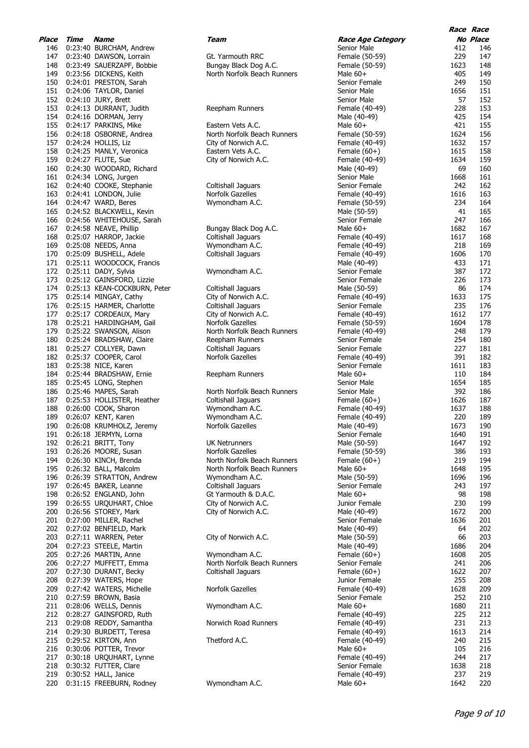| Place | Time | Name | Team | Race Age Category | Race No | Race Place |
|---|---|---|---|---|---|---|
| 146 | 0:23:40 | BURCHAM, Andrew | | Senior Male | 412 | 146 |
| 147 | 0:23:40 | DAWSON, Lorrain | Gt. Yarmouth RRC | Female (50-59) | 229 | 147 |
| 148 | 0:23:49 | SAUERZAPF, Bobbie | Bungay Black Dog A.C. | Female (50-59) | 1623 | 148 |
| 149 | 0:23:56 | DICKENS, Keith | North Norfolk Beach Runners | Male 60+ | 405 | 149 |
| 150 | 0:24:01 | PRESTON, Sarah | | Senior Female | 249 | 150 |
| 151 | 0:24:06 | TAYLOR, Daniel | | Senior Male | 1656 | 151 |
| 152 | 0:24:10 | JURY, Brett | | Senior Male | 57 | 152 |
| 153 | 0:24:13 | DURRANT, Judith | Reepham Runners | Female (40-49) | 228 | 153 |
| 154 | 0:24:16 | DORMAN, Jerry | | Male (40-49) | 425 | 154 |
| 155 | 0:24:17 | PARKINS, Mike | Eastern Vets A.C. | Male 60+ | 421 | 155 |
| 156 | 0:24:18 | OSBORNE, Andrea | North Norfolk Beach Runners | Female (50-59) | 1624 | 156 |
| 157 | 0:24:24 | HOLLIS, Liz | City of Norwich A.C. | Female (40-49) | 1632 | 157 |
| 158 | 0:24:25 | MANLY, Veronica | Eastern Vets A.C. | Female (60+) | 1615 | 158 |
| 159 | 0:24:27 | FLUTE, Sue | City of Norwich A.C. | Female (40-49) | 1634 | 159 |
| 160 | 0:24:30 | WOODARD, Richard | | Male (40-49) | 69 | 160 |
| 161 | 0:24:34 | LONG, Jurgen | | Senior Male | 1668 | 161 |
| 162 | 0:24:40 | COOKE, Stephanie | Coltishall Jaguars | Senior Female | 242 | 162 |
| 163 | 0:24:41 | LONDON, Julie | Norfolk Gazelles | Female (40-49) | 1616 | 163 |
| 164 | 0:24:47 | WARD, Beres | Wymondham A.C. | Female (50-59) | 234 | 164 |
| 165 | 0:24:52 | BLACKWELL, Kevin | | Male (50-59) | 41 | 165 |
| 166 | 0:24:56 | WHITEHOUSE, Sarah | | Senior Female | 247 | 166 |
| 167 | 0:24:58 | NEAVE, Phillip | Bungay Black Dog A.C. | Male 60+ | 1682 | 167 |
| 168 | 0:25:07 | HARROP, Jackie | Coltishall Jaguars | Female (40-49) | 1617 | 168 |
| 169 | 0:25:08 | NEEDS, Anna | Wymondham A.C. | Female (40-49) | 218 | 169 |
| 170 | 0:25:09 | BUSHELL, Adele | Coltishall Jaguars | Female (40-49) | 1606 | 170 |
| 171 | 0:25:11 | WOODCOCK, Francis | | Male (40-49) | 433 | 171 |
| 172 | 0:25:11 | DADY, Sylvia | Wymondham A.C. | Senior Female | 387 | 172 |
| 173 | 0:25:12 | GAINSFORD, Lizzie | | Senior Female | 226 | 173 |
| 174 | 0:25:13 | KEAN-COCKBURN, Peter | Coltishall Jaguars | Male (50-59) | 86 | 174 |
| 175 | 0:25:14 | MINGAY, Cathy | City of Norwich A.C. | Female (40-49) | 1633 | 175 |
| 176 | 0:25:15 | HARMER, Charlotte | Coltishall Jaguars | Senior Female | 235 | 176 |
| 177 | 0:25:17 | CORDEAUX, Mary | City of Norwich A.C. | Female (40-49) | 1612 | 177 |
| 178 | 0:25:21 | HARDINGHAM, Gail | Norfolk Gazelles | Female (50-59) | 1604 | 178 |
| 179 | 0:25:22 | SWANSON, Alison | North Norfolk Beach Runners | Female (40-49) | 248 | 179 |
| 180 | 0:25:24 | BRADSHAW, Claire | Reepham Runners | Senior Female | 254 | 180 |
| 181 | 0:25:27 | COLLYER, Dawn | Coltishall Jaguars | Senior Female | 227 | 181 |
| 182 | 0:25:37 | COOPER, Carol | Norfolk Gazelles | Female (40-49) | 391 | 182 |
| 183 | 0:25:38 | NICE, Karen | | Senior Female | 1611 | 183 |
| 184 | 0:25:44 | BRADSHAW, Ernie | Reepham Runners | Male 60+ | 110 | 184 |
| 185 | 0:25:45 | LONG, Stephen | | Senior Male | 1654 | 185 |
| 186 | 0:25:46 | MAPES, Sarah | North Norfolk Beach Runners | Senior Male | 392 | 186 |
| 187 | 0:25:53 | HOLLISTER, Heather | Coltishall Jaguars | Female (60+) | 1626 | 187 |
| 188 | 0:26:00 | COOK, Sharon | Wymondham A.C. | Female (40-49) | 1637 | 188 |
| 189 | 0:26:07 | KENT, Karen | Wymondham A.C. | Female (40-49) | 220 | 189 |
| 190 | 0:26:08 | KRUMHOLZ, Jeremy | Norfolk Gazelles | Male (40-49) | 1673 | 190 |
| 191 | 0:26:18 | JERMYN, Lorna | | Senior Female | 1640 | 191 |
| 192 | 0:26:21 | BRITT, Tony | UK Netrunners | Male (50-59) | 1647 | 192 |
| 193 | 0:26:26 | MOORE, Susan | Norfolk Gazelles | Female (50-59) | 386 | 193 |
| 194 | 0:26:30 | KINCH, Brenda | North Norfolk Beach Runners | Female (60+) | 219 | 194 |
| 195 | 0:26:32 | BALL, Malcolm | North Norfolk Beach Runners | Male 60+ | 1648 | 195 |
| 196 | 0:26:39 | STRATTON, Andrew | Wymondham A.C. | Male (50-59) | 1696 | 196 |
| 197 | 0:26:45 | BAKER, Leanne | Coltishall Jaguars | Senior Female | 243 | 197 |
| 198 | 0:26:52 | ENGLAND, John | Gt Yarmouth & D.A.C. | Male 60+ | 98 | 198 |
| 199 | 0:26:55 | URQUHART, Chloe | City of Norwich A.C. | Junior Female | 230 | 199 |
| 200 | 0:26:56 | STOREY, Mark | City of Norwich A.C. | Male (40-49) | 1672 | 200 |
| 201 | 0:27:00 | MILLER, Rachel | | Senior Female | 1636 | 201 |
| 202 | 0:27:02 | BENFIELD, Mark | | Male (40-49) | 64 | 202 |
| 203 | 0:27:11 | WARREN, Peter | City of Norwich A.C. | Male (50-59) | 66 | 203 |
| 204 | 0:27:23 | STEELE, Martin | | Male (40-49) | 1686 | 204 |
| 205 | 0:27:26 | MARTIN, Anne | Wymondham A.C. | Female (60+) | 1608 | 205 |
| 206 | 0:27:27 | MUFFETT, Emma | North Norfolk Beach Runners | Senior Female | 241 | 206 |
| 207 | 0:27:30 | DURANT, Becky | Coltishall Jaguars | Female (60+) | 1622 | 207 |
| 208 | 0:27:39 | WATERS, Hope | | Junior Female | 255 | 208 |
| 209 | 0:27:42 | WATERS, Michelle | Norfolk Gazelles | Female (40-49) | 1628 | 209 |
| 210 | 0:27:59 | BROWN, Basia | | Senior Female | 252 | 210 |
| 211 | 0:28:06 | WELLS, Dennis | Wymondham A.C. | Male 60+ | 1680 | 211 |
| 212 | 0:28:27 | GAINSFORD, Ruth | | Female (40-49) | 225 | 212 |
| 213 | 0:29:08 | REDDY, Samantha | Norwich Road Runners | Female (40-49) | 231 | 213 |
| 214 | 0:29:30 | BURDETT, Teresa | | Female (40-49) | 1613 | 214 |
| 215 | 0:29:52 | KIRTON, Ann | Thetford A.C. | Female (40-49) | 240 | 215 |
| 216 | 0:30:06 | POTTER, Trevor | | Male 60+ | 105 | 216 |
| 217 | 0:30:18 | URQUHART, Lynne | | Female (40-49) | 244 | 217 |
| 218 | 0:30:32 | FUTTER, Clare | | Senior Female | 1638 | 218 |
| 219 | 0:30:52 | HALL, Janice | | Female (40-49) | 237 | 219 |
| 220 | 0:31:15 | FREEBURN, Rodney | Wymondham A.C. | Male 60+ | 1642 | 220 |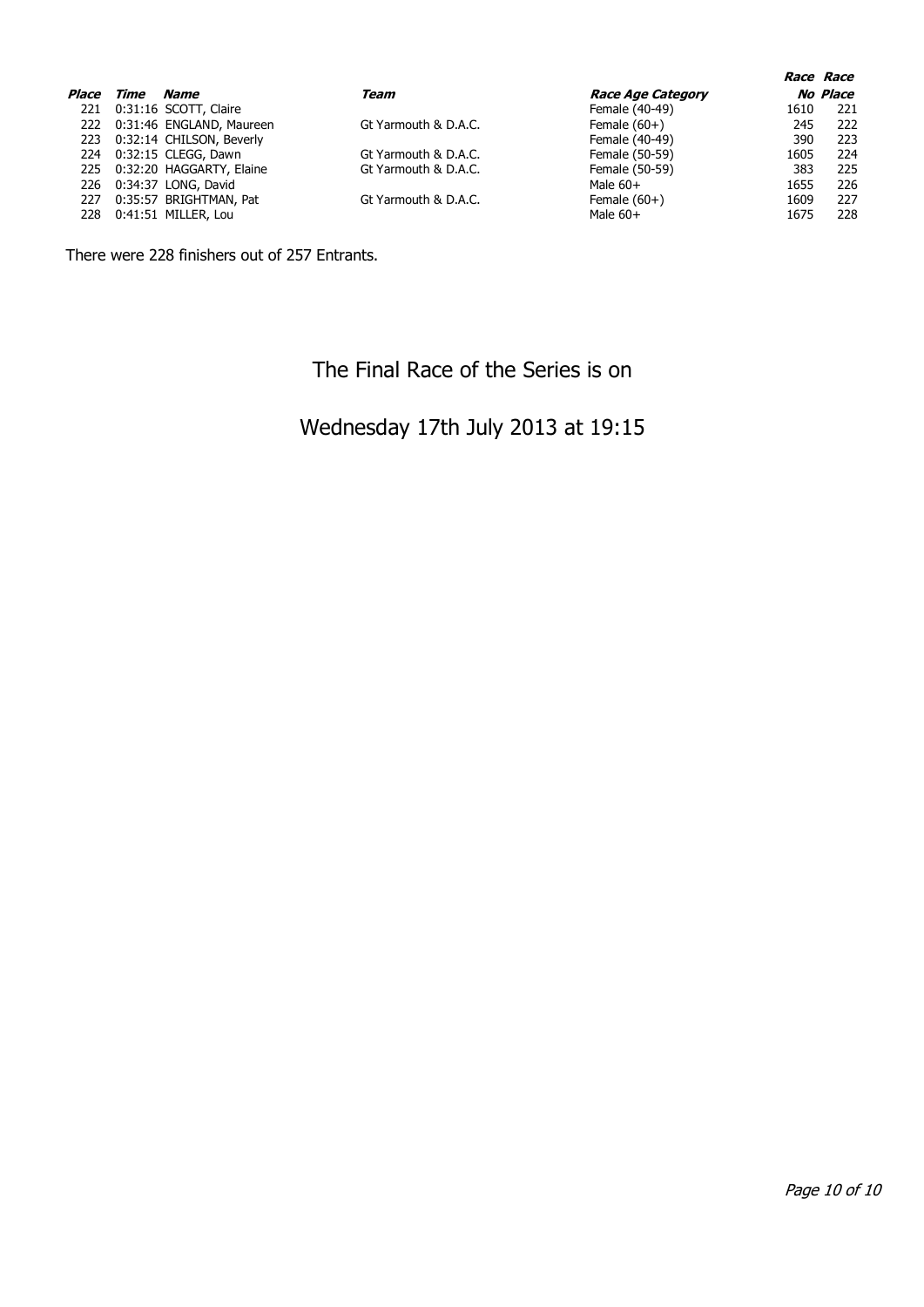| Place | Time | Name | Team | Race Age Category | Race No | Race Place |
|---|---|---|---|---|---|---|
| 221 | 0:31:16 | SCOTT, Claire | | Female (40-49) | 1610 | 221 |
| 222 | 0:31:46 | ENGLAND, Maureen | Gt Yarmouth & D.A.C. | Female (60+) | 245 | 222 |
| 223 | 0:32:14 | CHILSON, Beverly | | Female (40-49) | 390 | 223 |
| 224 | 0:32:15 | CLEGG, Dawn | Gt Yarmouth & D.A.C. | Female (50-59) | 1605 | 224 |
| 225 | 0:32:20 | HAGGARTY, Elaine | Gt Yarmouth & D.A.C. | Female (50-59) | 383 | 225 |
| 226 | 0:34:37 | LONG, David | | Male 60+ | 1655 | 226 |
| 227 | 0:35:57 | BRIGHTMAN, Pat | Gt Yarmouth & D.A.C. | Female (60+) | 1609 | 227 |
| 228 | 0:41:51 | MILLER, Lou | | Male 60+ | 1675 | 228 |

There were 228 finishers out of 257 Entrants.

The Final Race of the Series is on

Wednesday 17th July 2013 at 19:15